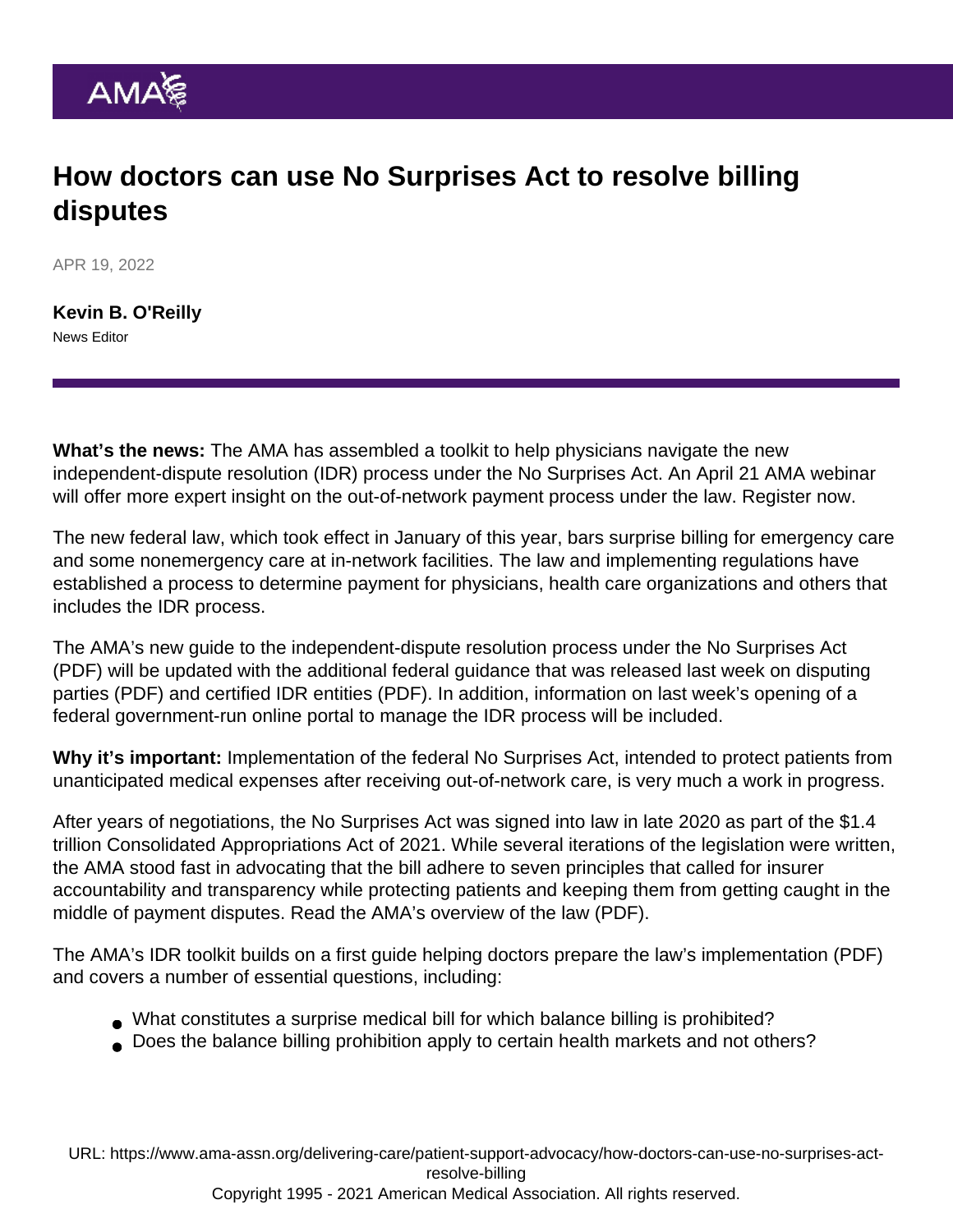# How doctors can use No Surprises Act to resolve billing disputes

APR 19, 2022

**Kevin B. O'Reilly**
News Editor

**What's the news:** The AMA has assembled a toolkit to help physicians navigate the new independent-dispute resolution (IDR) process under the No Surprises Act. An April 21 AMA webinar will offer more expert insight on the out-of-network payment process under the law. Register now.

The new federal law, which took effect in January of this year, bars surprise billing for emergency care and some nonemergency care at in-network facilities. The law and implementing regulations have established a process to determine payment for physicians, health care organizations and others that includes the IDR process.

The AMA's new guide to the independent-dispute resolution process under the No Surprises Act (PDF) will be updated with the additional federal guidance that was released last week on disputing parties (PDF) and certified IDR entities (PDF). In addition, information on last week's opening of a federal government-run online portal to manage the IDR process will be included.

**Why it's important:** Implementation of the federal No Surprises Act, intended to protect patients from unanticipated medical expenses after receiving out-of-network care, is very much a work in progress.

After years of negotiations, the No Surprises Act was signed into law in late 2020 as part of the $1.4 trillion Consolidated Appropriations Act of 2021. While several iterations of the legislation were written, the AMA stood fast in advocating that the bill adhere to seven principles that called for insurer accountability and transparency while protecting patients and keeping them from getting caught in the middle of payment disputes. Read the AMA's overview of the law (PDF).

The AMA's IDR toolkit builds on a first guide helping doctors prepare the law's implementation (PDF) and covers a number of essential questions, including:

- What constitutes a surprise medical bill for which balance billing is prohibited?
- Does the balance billing prohibition apply to certain health markets and not others?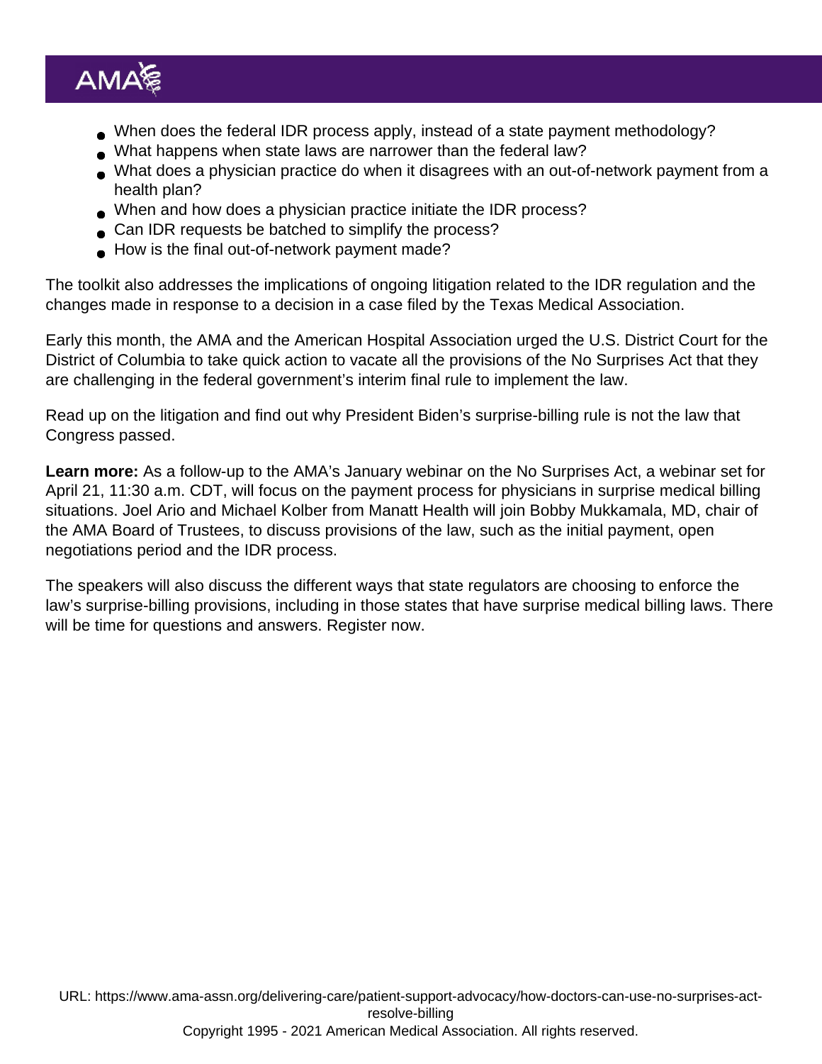- When does the federal IDR process apply, instead of a state payment methodology?
- What happens when state laws are narrower than the federal law?
- What does a physician practice do when it disagrees with an out-of-network payment from a health plan?
- When and how does a physician practice initiate the IDR process?
- Can IDR requests be batched to simplify the process?
- How is the final out-of-network payment made?

The toolkit also addresses the implications of ongoing litigation related to the IDR regulation and the changes made in response to a decision in a case filed by the Texas Medical Association.

Early this month, the AMA and the American Hospital Association urged the U.S. District Court for the District of Columbia to take quick action to vacate all the provisions of the No Surprises Act that they are challenging in the federal government's interim final rule to implement the law.

Read up on the litigation and find out why President Biden's surprise-billing rule is not the law that Congress passed.

**Learn more:** As a follow-up to the AMA's January webinar on the No Surprises Act, a webinar set for April 21, 11:30 a.m. CDT, will focus on the payment process for physicians in surprise medical billing situations. Joel Ario and Michael Kolber from Manatt Health will join Bobby Mukkamala, MD, chair of the AMA Board of Trustees, to discuss provisions of the law, such as the initial payment, open negotiations period and the IDR process.

The speakers will also discuss the different ways that state regulators are choosing to enforce the law's surprise-billing provisions, including in those states that have surprise medical billing laws. There will be time for questions and answers. Register now.